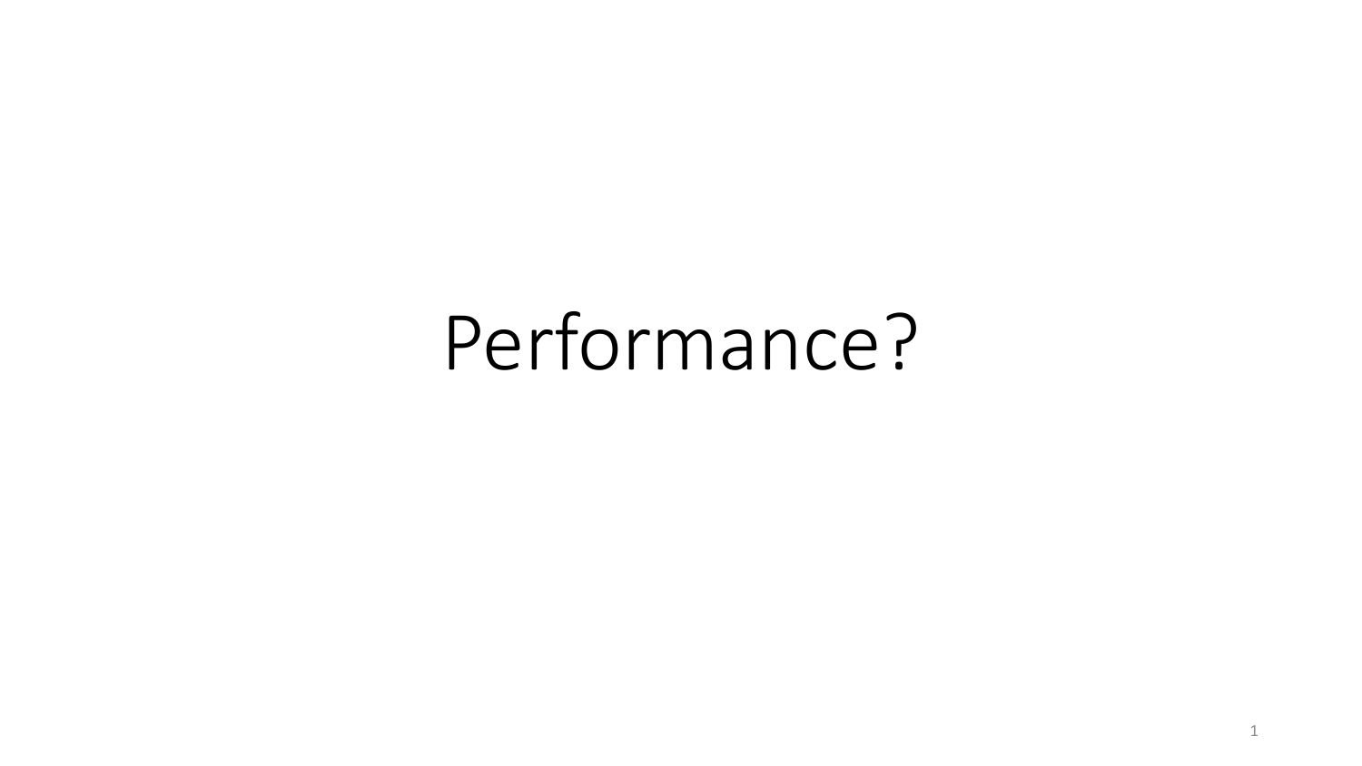# Performance?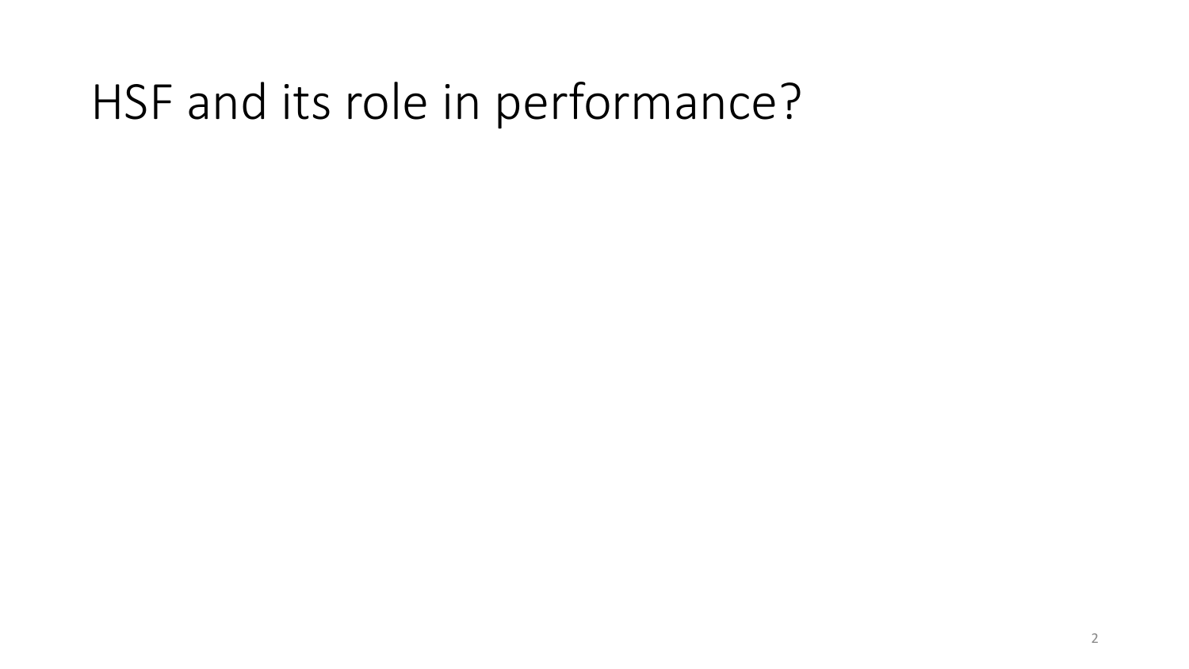# HSF and its role in performance?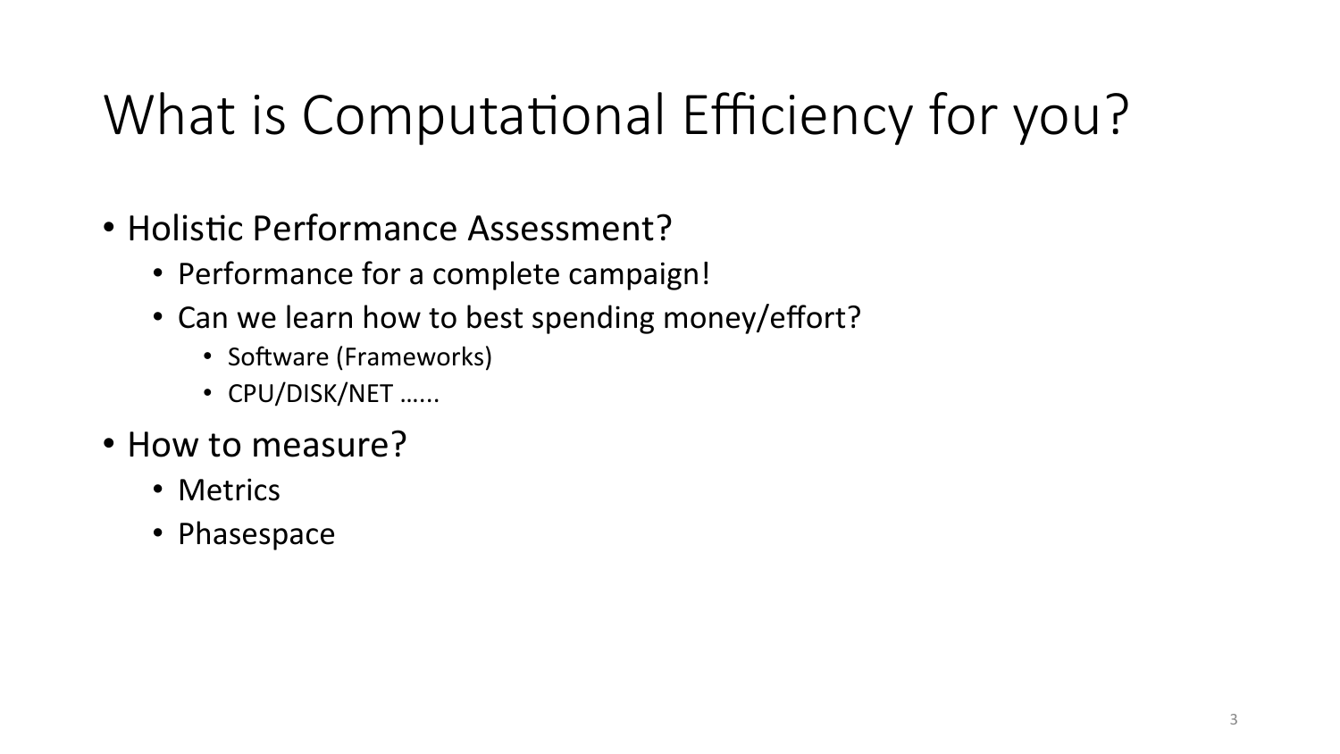# What is Computational Efficiency for you?

- Holistic Performance Assessment?
  - Performance for a complete campaign!
  - Can we learn how to best spending money/effort?
    - Software (Frameworks)
    - CPU/DISK/NET …...
- How to measure?
  - Metrics
  - Phasespace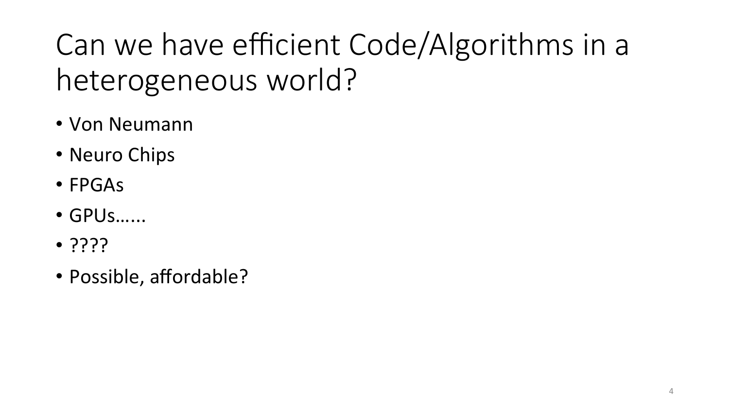# Can we have efficient Code/Algorithms in a heterogeneous world?

- Von Neumann
- Neuro Chips
- FPGAs
- GPUs......
- ????
- Possible, affordable?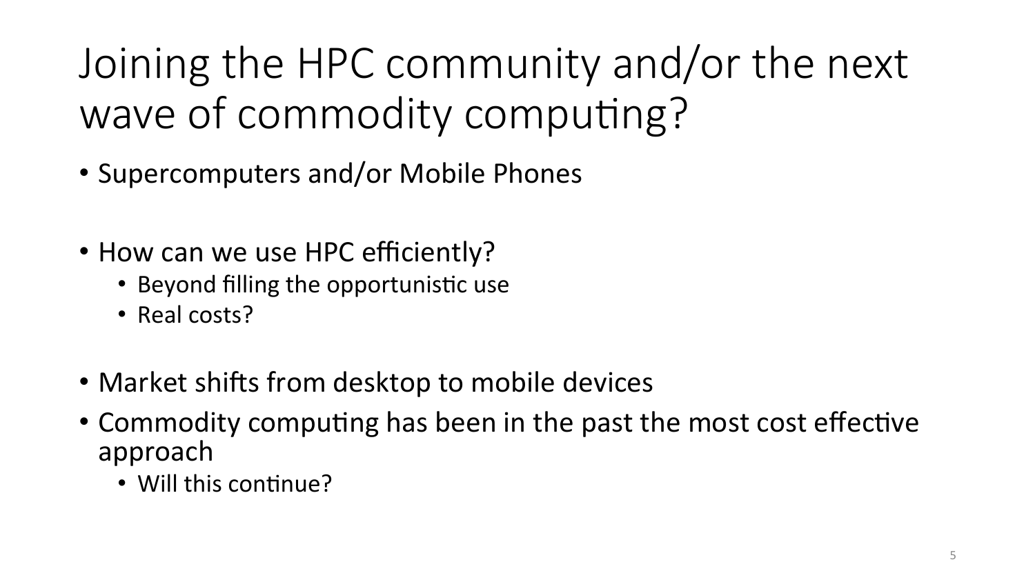# Joining the HPC community and/or the next wave of commodity computing?

- Supercomputers and/or Mobile Phones

- How can we use HPC efficiently?
  - Beyond filling the opportunistic use
  - Real costs?

- Market shifts from desktop to mobile devices
- Commodity computing has been in the past the most cost effective approach
  - Will this continue?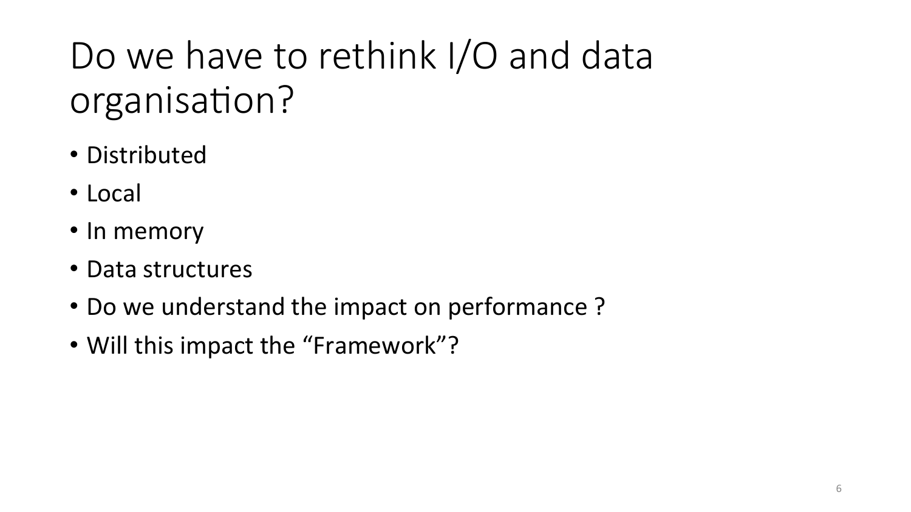# Do we have to rethink I/O and data organisation?

- Distributed
- Local
- In memory
- Data structures
- Do we understand the impact on performance ?
- Will this impact the “Framework”?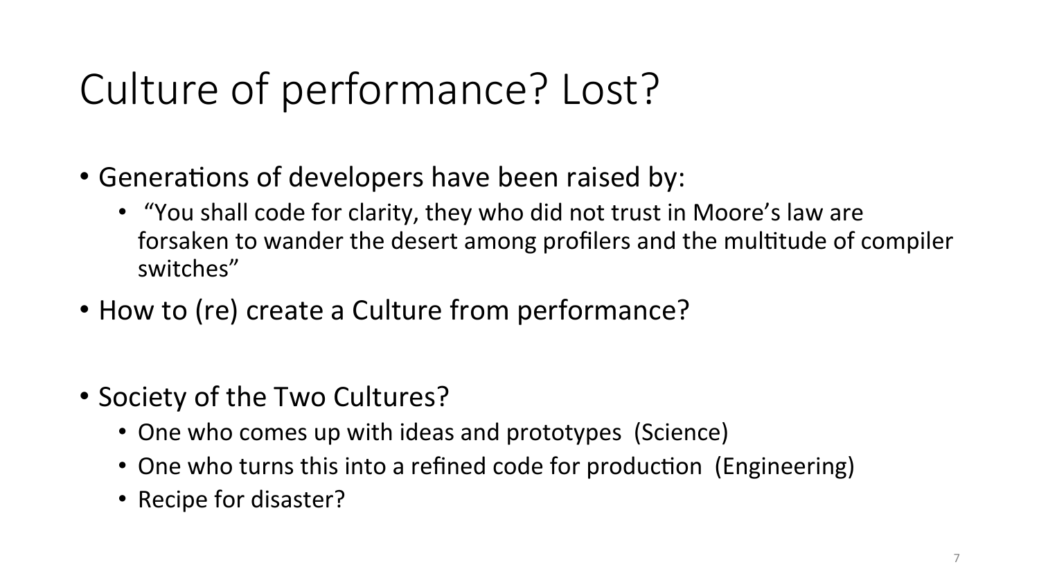# Culture of performance? Lost?

- Generations of developers have been raised by:
  - "You shall code for clarity, they who did not trust in Moore's law are forsaken to wander the desert among profilers and the multitude of compiler switches"
- How to (re) create a Culture from performance?
- Society of the Two Cultures?
  - One who comes up with ideas and prototypes (Science)
  - One who turns this into a refined code for production (Engineering)
  - Recipe for disaster?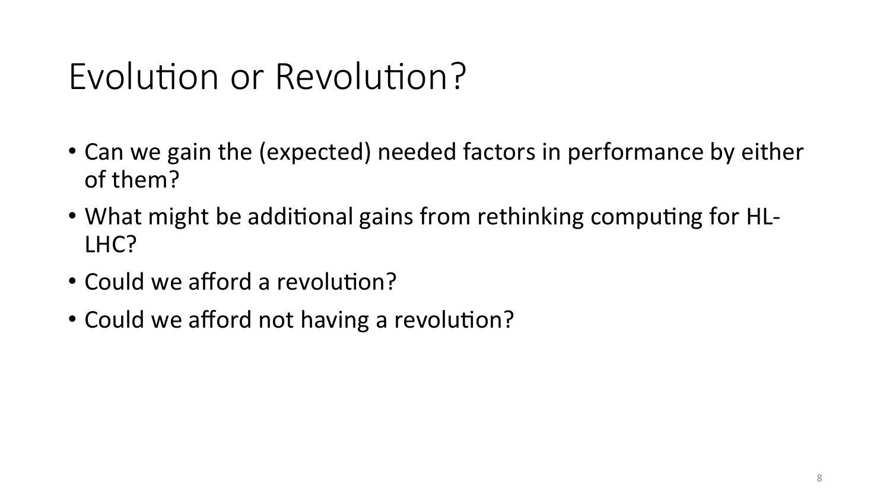# Evolution or Revolution?

- Can we gain the (expected) needed factors in performance by either of them?
- What might be additional gains from rethinking computing for HL-LHC?
- Could we afford a revolution?
- Could we afford not having a revolution?